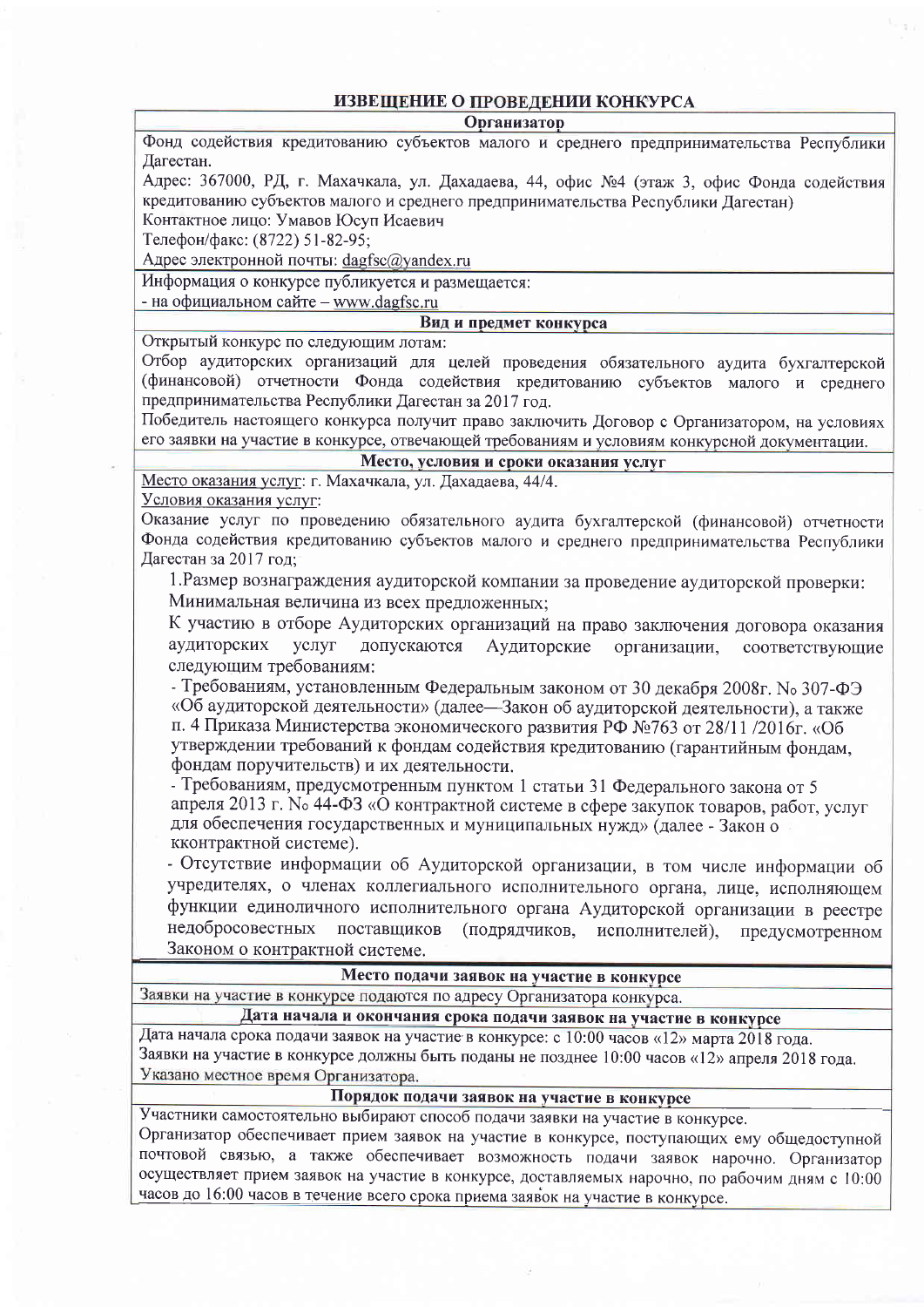# ИЗВЕЩЕНИЕ О ПРОВЕДЕНИИ КОНКУРСА

### Организатор

Фонд содействия кредитованию субъектов малого и среднего предпринимательства Республики Дагестан.

Адрес: 367000, РД, г. Махачкала, ул. Дахадаева, 44, офис №4 (этаж 3, офис Фонда содействия кредитованию субъектов малого и среднего предпринимательства Республики Дагестан)

Контактное лицо: Умавов Юсуп Исаевич

Телефон/факс: (8722) 51-82-95;

Адрес электронной почты: dagfsc@yandex.ru

Информация о конкурсе публикуется и размещается:

- на официальном сайте – www.dagfsc.ru

### Вид и предмет конкурса

Открытый конкурс по следующим лотам:

Отбор аудиторских организаций для целей проведения обязательного аудита бухгалтерской (финансовой) отчетности Фонда содействия кредитованию субъектов малого и среднего предпринимательства Республики Дагестан за 2017 год.

Победитель настоящего конкурса получит право заключить Договор с Организатором, на условиях его заявки на участие в конкурсе, отвечающей требованиям и условиям конкурсной документации.

### Место, условия и сроки оказания услуг

Место оказания услуг: г. Махачкала, ул. Дахадаева, 44/4.

Условия оказания услуг:

Оказание услуг по проведению обязательного аудита бухгалтерской (финансовой) отчетности Фонда содействия кредитованию субъектов малого и среднего предпринимательства Республики Дагестан за 2017 год;

1. Размер вознаграждения аудиторской компании за проведение аудиторской проверки: Минимальная величина из всех предложенных;

К участию в отборе Аудиторских организаций на право заключения договора оказания аудиторских услуг допускаются Аудиторские организации, соответствующие следующим требованиям:

- Требованиям, установленным Федеральным законом от 30 декабря 2008г. № 307-ФЭ «Об аудиторской деятельности» (далее—Закон об аудиторской деятельности), а также п. 4 Приказа Министерства экономического развития РФ №763 от 28/11 /2016г. «Об утверждении требований к фондам содействия кредитованию (гарантийным фондам, фондам поручительств) и их деятельности.
- Требованиям, предусмотренным пунктом 1 статьи 31 Федерального закона от 5 апреля 2013 г. № 44-ФЗ «О контрактной системе в сфере закупок товаров, работ, услуг для обеспечения государственных и муниципальных нужд» (далее - Закон о кконтрактной системе).
- Отсутствие информации об Аудиторской организации, в том числе информации об учредителях, о членах коллегиального исполнительного органа, лице, исполняющем функции единоличного исполнительного органа Аудиторской организации в реестре недобросовестных поставщиков (подрядчиков, исполнителей), предусмотренном Законом о контрактной системе.

### Место подачи заявок на участие в конкурсе

Заявки на участие в конкурсе подаются по адресу Организатора конкурса.

### Дата начала и окончания срока подачи заявок на участие в конкурсе

Дата начала срока подачи заявок на участие в конкурсе: с 10:00 часов «12» марта 2018 года.

Заявки на участие в конкурсе должны быть поданы не позднее 10:00 часов «12» апреля 2018 года.

Указано местное время Организатора.

### Порядок подачи заявок на участие в конкурсе

Участники самостоятельно выбирают способ подачи заявки на участие в конкурсе.

Организатор обеспечивает прием заявок на участие в конкурсе, поступающих ему общедоступной почтовой связью, а также обеспечивает возможность подачи заявок нарочно. Организатор осуществляет прием заявок на участие в конкурсе, доставляемых нарочно, по рабочим дням с 10:00 часов до 16:00 часов в течение всего срока приема заявок на участие в конкурсе.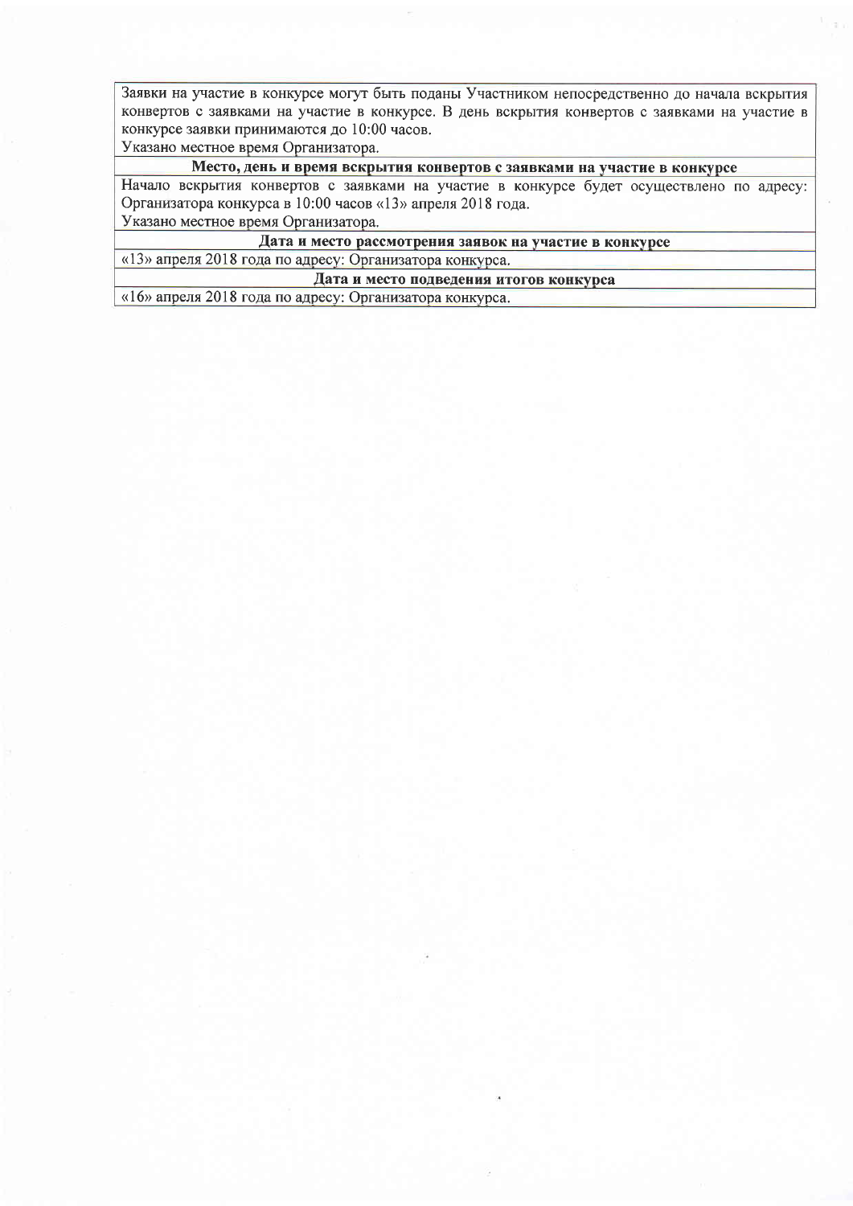Заявки на участие в конкурсе могут быть поданы Участником непосредственно до начала вскрытия конвертов с заявками на участие в конкурсе. В день вскрытия конвертов с заявками на участие в конкурсе заявки принимаются до 10:00 часов.

Указано местное время Организатора.

**Место, день и время вскрытия конвертов с заявками на участие в конкурсе**

Начало вскрытия конвертов с заявками на участие в конкурсе будет осуществлено по адресу: Организатора конкурса в 10:00 часов «13» апреля 2018 года.

Указано местное время Организатора.

**Дата и место рассмотрения заявок на участие в конкурсе**

«13» апреля 2018 года по адресу: Организатора конкурса.

**Дата и место подведения итогов конкурса**

«16» апреля 2018 года по адресу: Организатора конкурса.